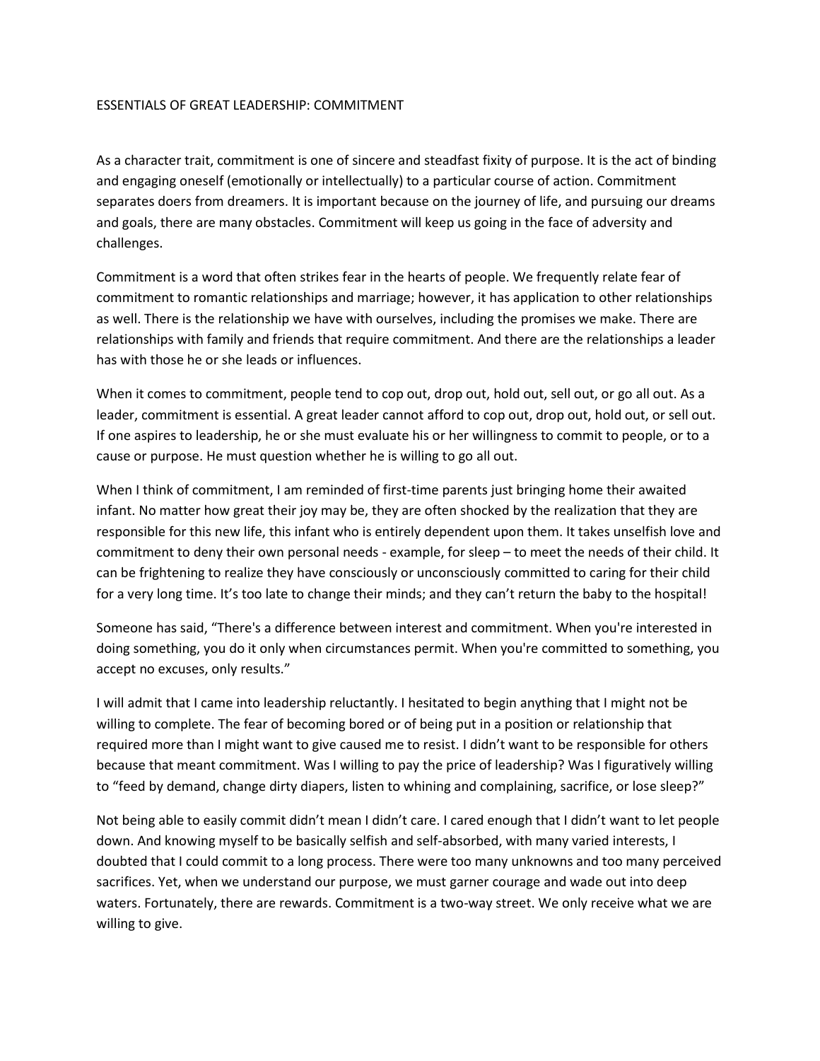# ESSENTIALS OF GREAT LEADERSHIP: COMMITMENT

As a character trait, commitment is one of sincere and steadfast fixity of purpose. It is the act of binding and engaging oneself (emotionally or intellectually) to a particular course of action. Commitment separates doers from dreamers. It is important because on the journey of life, and pursuing our dreams and goals, there are many obstacles. Commitment will keep us going in the face of adversity and challenges.

Commitment is a word that often strikes fear in the hearts of people. We frequently relate fear of commitment to romantic relationships and marriage; however, it has application to other relationships as well. There is the relationship we have with ourselves, including the promises we make. There are relationships with family and friends that require commitment. And there are the relationships a leader has with those he or she leads or influences.

When it comes to commitment, people tend to cop out, drop out, hold out, sell out, or go all out. As a leader, commitment is essential. A great leader cannot afford to cop out, drop out, hold out, or sell out. If one aspires to leadership, he or she must evaluate his or her willingness to commit to people, or to a cause or purpose. He must question whether he is willing to go all out.

When I think of commitment, I am reminded of first-time parents just bringing home their awaited infant. No matter how great their joy may be, they are often shocked by the realization that they are responsible for this new life, this infant who is entirely dependent upon them. It takes unselfish love and commitment to deny their own personal needs - example, for sleep – to meet the needs of their child. It can be frightening to realize they have consciously or unconsciously committed to caring for their child for a very long time. It's too late to change their minds; and they can't return the baby to the hospital!

Someone has said, "There's a difference between interest and commitment. When you're interested in doing something, you do it only when circumstances permit. When you're committed to something, you accept no excuses, only results."

I will admit that I came into leadership reluctantly. I hesitated to begin anything that I might not be willing to complete. The fear of becoming bored or of being put in a position or relationship that required more than I might want to give caused me to resist. I didn't want to be responsible for others because that meant commitment. Was I willing to pay the price of leadership? Was I figuratively willing to "feed by demand, change dirty diapers, listen to whining and complaining, sacrifice, or lose sleep?"

Not being able to easily commit didn't mean I didn't care. I cared enough that I didn't want to let people down. And knowing myself to be basically selfish and self-absorbed, with many varied interests, I doubted that I could commit to a long process. There were too many unknowns and too many perceived sacrifices. Yet, when we understand our purpose, we must garner courage and wade out into deep waters. Fortunately, there are rewards. Commitment is a two-way street. We only receive what we are willing to give.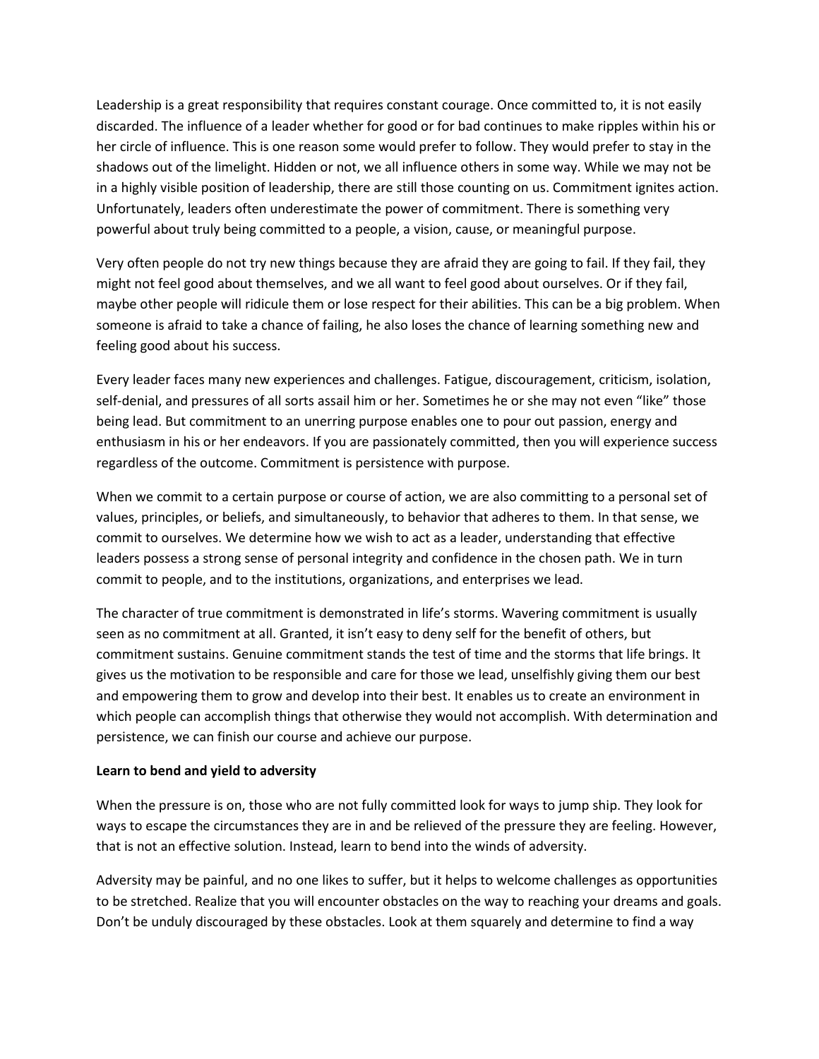Leadership is a great responsibility that requires constant courage. Once committed to, it is not easily discarded. The influence of a leader whether for good or for bad continues to make ripples within his or her circle of influence. This is one reason some would prefer to follow. They would prefer to stay in the shadows out of the limelight. Hidden or not, we all influence others in some way. While we may not be in a highly visible position of leadership, there are still those counting on us. Commitment ignites action. Unfortunately, leaders often underestimate the power of commitment. There is something very powerful about truly being committed to a people, a vision, cause, or meaningful purpose.

Very often people do not try new things because they are afraid they are going to fail. If they fail, they might not feel good about themselves, and we all want to feel good about ourselves. Or if they fail, maybe other people will ridicule them or lose respect for their abilities. This can be a big problem. When someone is afraid to take a chance of failing, he also loses the chance of learning something new and feeling good about his success.

Every leader faces many new experiences and challenges. Fatigue, discouragement, criticism, isolation, self-denial, and pressures of all sorts assail him or her. Sometimes he or she may not even "like" those being lead. But commitment to an unerring purpose enables one to pour out passion, energy and enthusiasm in his or her endeavors. If you are passionately committed, then you will experience success regardless of the outcome. Commitment is persistence with purpose.

When we commit to a certain purpose or course of action, we are also committing to a personal set of values, principles, or beliefs, and simultaneously, to behavior that adheres to them. In that sense, we commit to ourselves. We determine how we wish to act as a leader, understanding that effective leaders possess a strong sense of personal integrity and confidence in the chosen path. We in turn commit to people, and to the institutions, organizations, and enterprises we lead.

The character of true commitment is demonstrated in life's storms. Wavering commitment is usually seen as no commitment at all. Granted, it isn't easy to deny self for the benefit of others, but commitment sustains. Genuine commitment stands the test of time and the storms that life brings. It gives us the motivation to be responsible and care for those we lead, unselfishly giving them our best and empowering them to grow and develop into their best. It enables us to create an environment in which people can accomplish things that otherwise they would not accomplish. With determination and persistence, we can finish our course and achieve our purpose.

**Learn to bend and yield to adversity**

When the pressure is on, those who are not fully committed look for ways to jump ship. They look for ways to escape the circumstances they are in and be relieved of the pressure they are feeling. However, that is not an effective solution. Instead, learn to bend into the winds of adversity.

Adversity may be painful, and no one likes to suffer, but it helps to welcome challenges as opportunities to be stretched. Realize that you will encounter obstacles on the way to reaching your dreams and goals. Don't be unduly discouraged by these obstacles. Look at them squarely and determine to find a way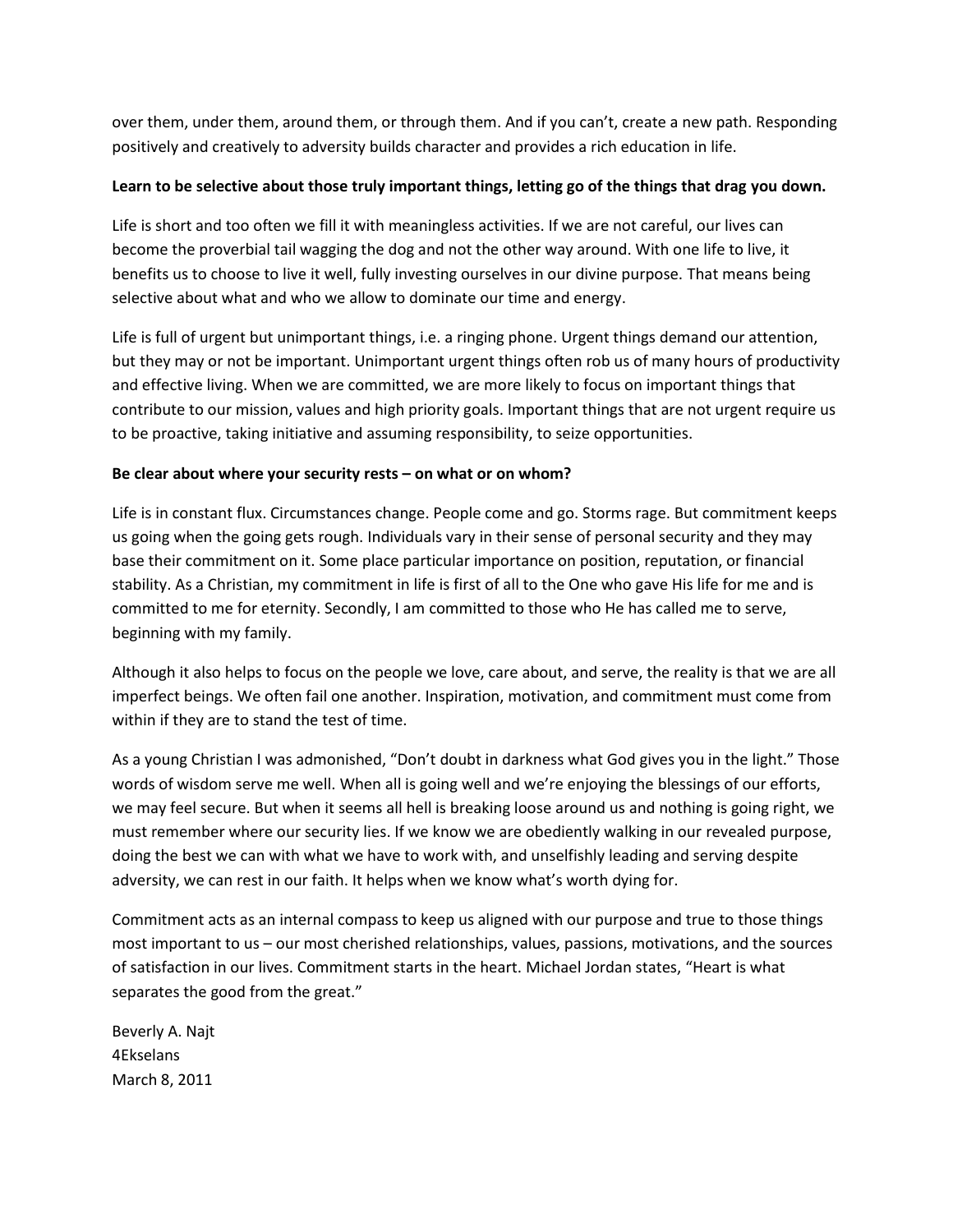over them, under them, around them, or through them. And if you can't, create a new path. Responding positively and creatively to adversity builds character and provides a rich education in life.

**Learn to be selective about those truly important things, letting go of the things that drag you down.**

Life is short and too often we fill it with meaningless activities. If we are not careful, our lives can become the proverbial tail wagging the dog and not the other way around. With one life to live, it benefits us to choose to live it well, fully investing ourselves in our divine purpose. That means being selective about what and who we allow to dominate our time and energy.

Life is full of urgent but unimportant things, i.e. a ringing phone. Urgent things demand our attention, but they may or not be important. Unimportant urgent things often rob us of many hours of productivity and effective living. When we are committed, we are more likely to focus on important things that contribute to our mission, values and high priority goals. Important things that are not urgent require us to be proactive, taking initiative and assuming responsibility, to seize opportunities.

**Be clear about where your security rests – on what or on whom?**

Life is in constant flux. Circumstances change. People come and go. Storms rage. But commitment keeps us going when the going gets rough. Individuals vary in their sense of personal security and they may base their commitment on it. Some place particular importance on position, reputation, or financial stability. As a Christian, my commitment in life is first of all to the One who gave His life for me and is committed to me for eternity. Secondly, I am committed to those who He has called me to serve, beginning with my family.

Although it also helps to focus on the people we love, care about, and serve, the reality is that we are all imperfect beings. We often fail one another. Inspiration, motivation, and commitment must come from within if they are to stand the test of time.

As a young Christian I was admonished, "Don't doubt in darkness what God gives you in the light." Those words of wisdom serve me well. When all is going well and we're enjoying the blessings of our efforts, we may feel secure. But when it seems all hell is breaking loose around us and nothing is going right, we must remember where our security lies. If we know we are obediently walking in our revealed purpose, doing the best we can with what we have to work with, and unselfishly leading and serving despite adversity, we can rest in our faith. It helps when we know what's worth dying for.

Commitment acts as an internal compass to keep us aligned with our purpose and true to those things most important to us – our most cherished relationships, values, passions, motivations, and the sources of satisfaction in our lives. Commitment starts in the heart. Michael Jordan states, "Heart is what separates the good from the great."

Beverly A. Najt
4Ekselans
March 8, 2011